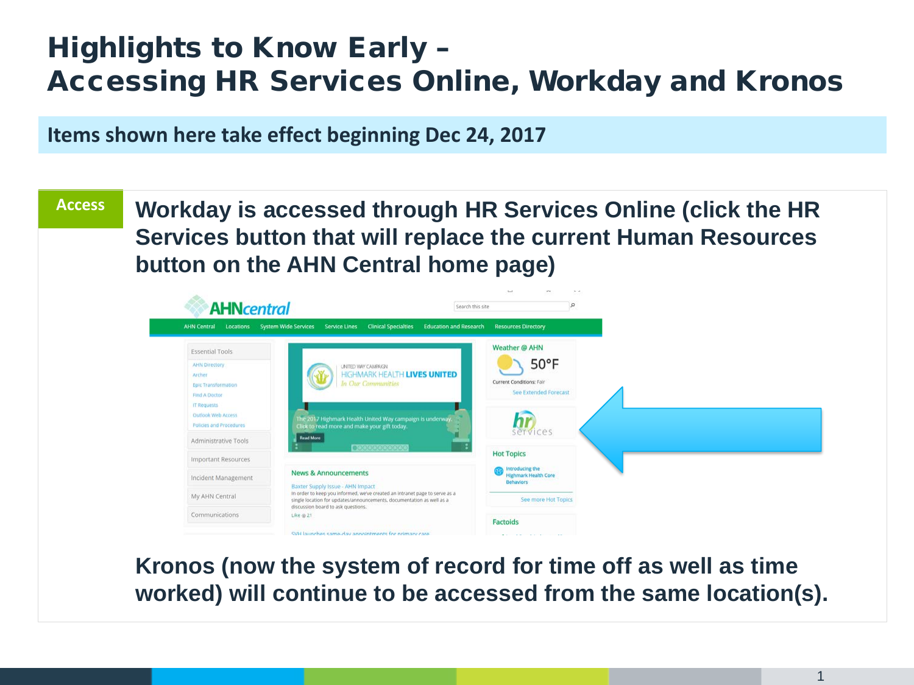# Highlights to Know Early – Accessing HR Services Online, Workday and Kronos

**Items shown here take effect beginning Dec 24, 2017**

**Access**

**Workday is accessed through HR Services Online (click the HR Services button that will replace the current Human Resources button on the AHN Central home page)**

**Kronos (now the system of record for time off as well as time worked) will continue to be accessed from the same location(s).**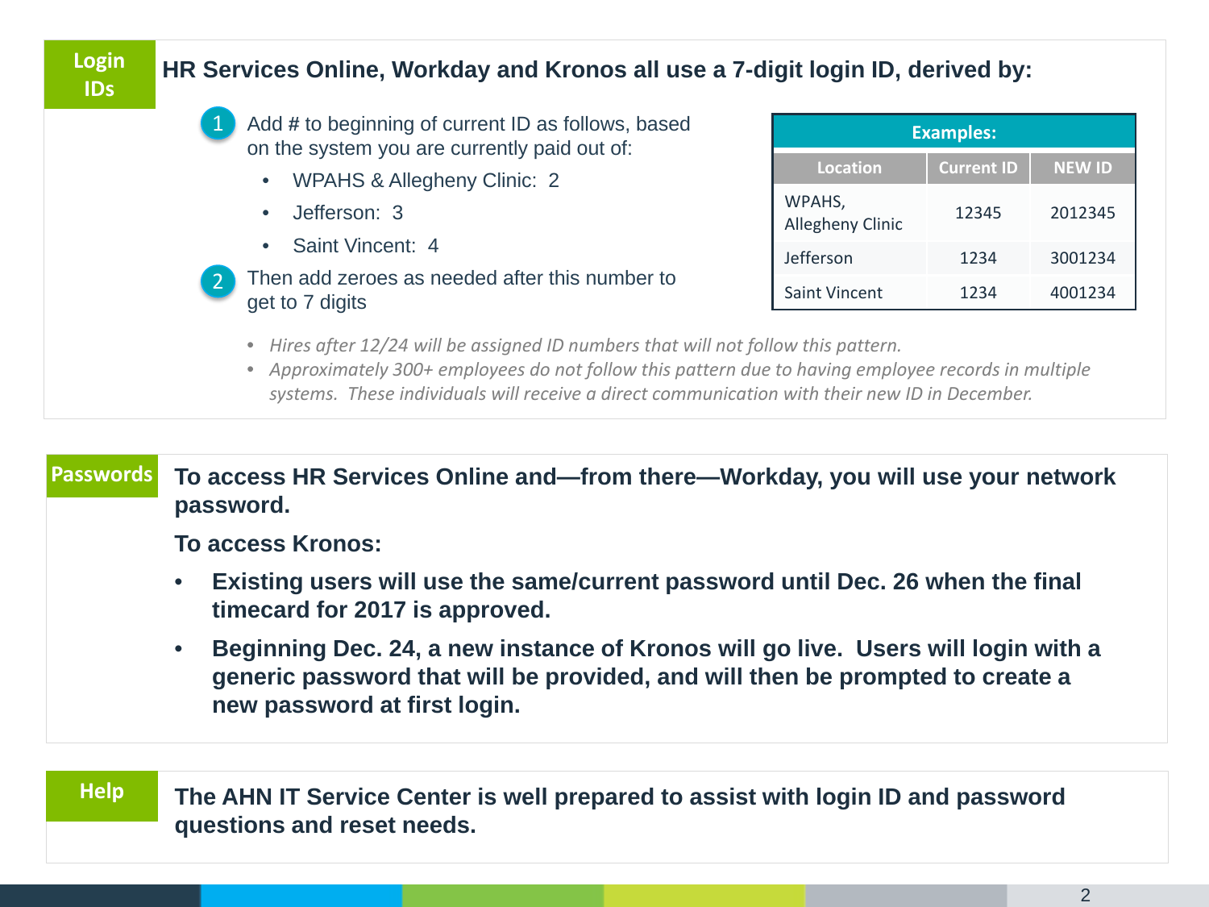## Login IDs

**HR Services Online, Workday and Kronos all use a 7-digit login ID, derived by:**

1. Add # to beginning of current ID as follows, based on the system you are currently paid out of:
   - WPAHS & Allegheny Clinic: 2
   - Jefferson: 3
   - Saint Vincent: 4
2. Then add zeroes as needed after this number to get to 7 digits

**Examples:**

| Location | Current ID | NEW ID |
|---|---|---|
| WPAHS, Allegheny Clinic | 12345 | 2012345 |
| Jefferson | 1234 | 3001234 |
| Saint Vincent | 1234 | 4001234 |

- *Hires after 12/24 will be assigned ID numbers that will not follow this pattern.*
- *Approximately 300+ employees do not follow this pattern due to having employee records in multiple systems. These individuals will receive a direct communication with their new ID in December.*

## Passwords

**To access HR Services Online and—from there—Workday, you will use your network password.**

**To access Kronos:**

- **Existing users will use the same/current password until Dec. 26 when the final timecard for 2017 is approved.**
- **Beginning Dec. 24, a new instance of Kronos will go live. Users will login with a generic password that will be provided, and will then be prompted to create a new password at first login.**

## Help

**The AHN IT Service Center is well prepared to assist with login ID and password questions and reset needs.**